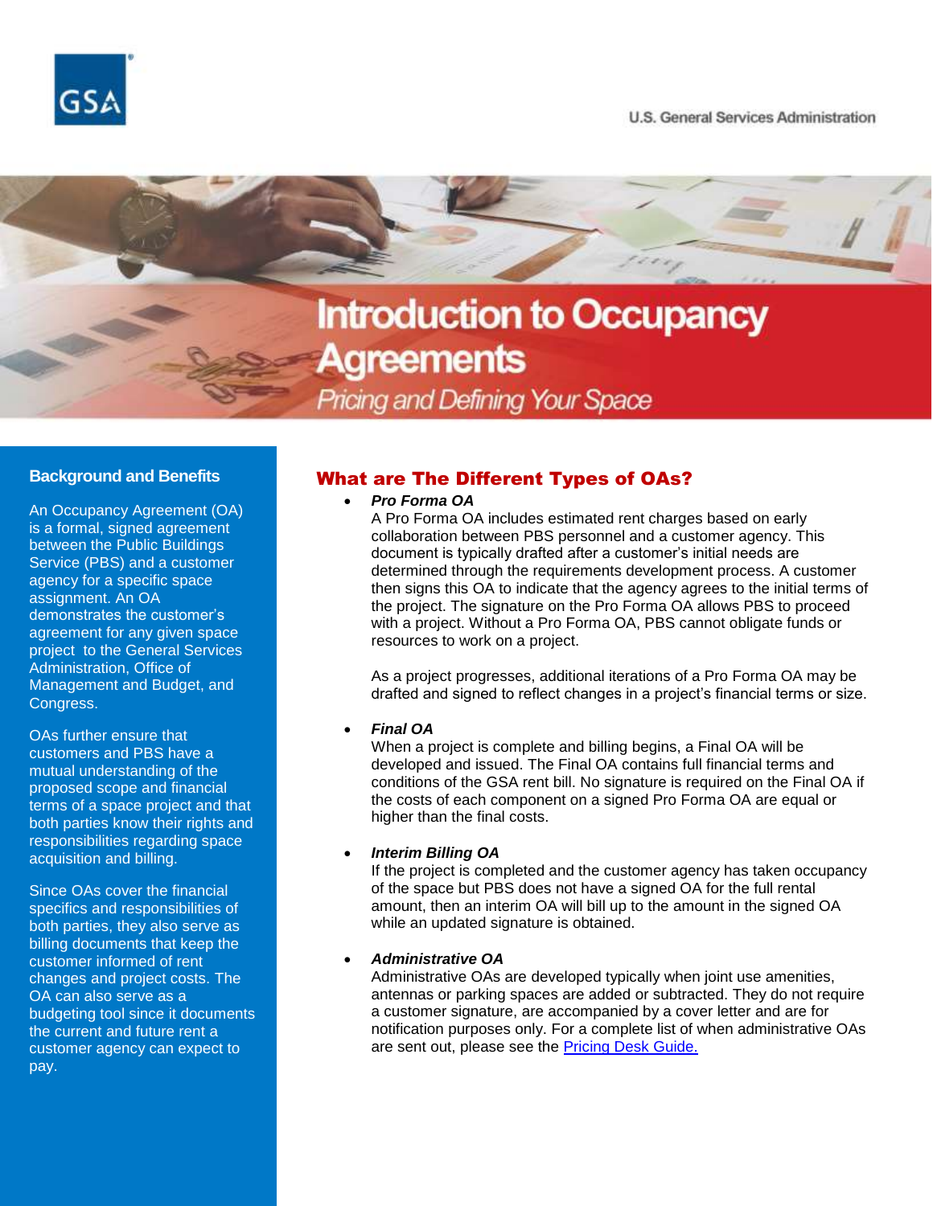# Introduction to Occupancy Agreements

*Pricing and Defining Your Space*

## Background and Benefits

An Occupancy Agreement (OA) is a formal, signed agreement between the Public Buildings Service (PBS) and a customer agency for a specific space assignment. An OA demonstrates the customer's agreement for any given space project to the General Services Administration, Office of Management and Budget, and Congress.

OAs further ensure that customers and PBS have a mutual understanding of the proposed scope and financial terms of a space project and that both parties know their rights and responsibilities regarding space acquisition and billing.

Since OAs cover the financial specifics and responsibilities of both parties, they also serve as billing documents that keep the customer informed of rent changes and project costs. The OA can also serve as a budgeting tool since it documents the current and future rent a customer agency can expect to pay.

## What are The Different Types of OAs?

- ***Pro Forma OA***
  A Pro Forma OA includes estimated rent charges based on early collaboration between PBS personnel and a customer agency. This document is typically drafted after a customer's initial needs are determined through the requirements development process. A customer then signs this OA to indicate that the agency agrees to the initial terms of the project. The signature on the Pro Forma OA allows PBS to proceed with a project. Without a Pro Forma OA, PBS cannot obligate funds or resources to work on a project.

  As a project progresses, additional iterations of a Pro Forma OA may be drafted and signed to reflect changes in a project's financial terms or size.

- ***Final OA***
  When a project is complete and billing begins, a Final OA will be developed and issued. The Final OA contains full financial terms and conditions of the GSA rent bill. No signature is required on the Final OA if the costs of each component on a signed Pro Forma OA are equal or higher than the final costs.

- ***Interim Billing OA***
  If the project is completed and the customer agency has taken occupancy of the space but PBS does not have a signed OA for the full rental amount, then an interim OA will bill up to the amount in the signed OA while an updated signature is obtained.

- ***Administrative OA***
  Administrative OAs are developed typically when joint use amenities, antennas or parking spaces are added or subtracted. They do not require a customer signature, are accompanied by a cover letter and are for notification purposes only. For a complete list of when administrative OAs are sent out, please see the Pricing Desk Guide.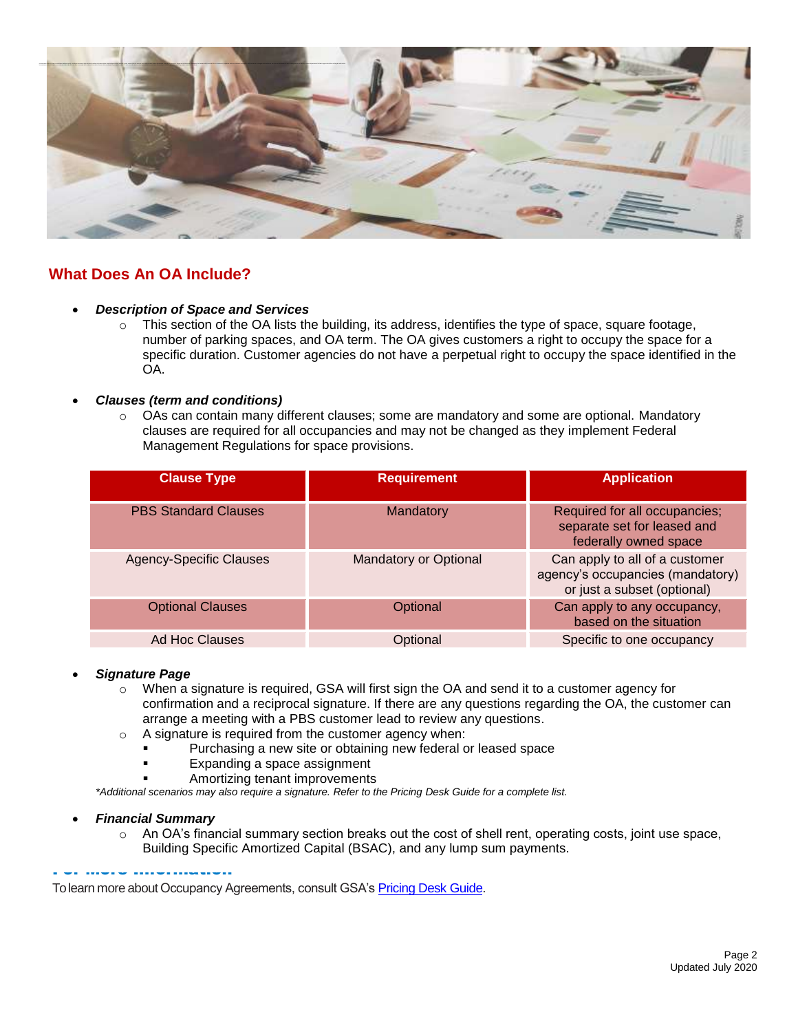## What Does An OA Include?

- ***Description of Space and Services***
  - This section of the OA lists the building, its address, identifies the type of space, square footage, number of parking spaces, and OA term. The OA gives customers a right to occupy the space for a specific duration. Customer agencies do not have a perpetual right to occupy the space identified in the OA.

- ***Clauses (term and conditions)***
  - OAs can contain many different clauses; some are mandatory and some are optional. Mandatory clauses are required for all occupancies and may not be changed as they implement Federal Management Regulations for space provisions.

| Clause Type | Requirement | Application |
|---|---|---|
| PBS Standard Clauses | Mandatory | Required for all occupancies; separate set for leased and federally owned space |
| Agency-Specific Clauses | Mandatory or Optional | Can apply to all of a customer agency's occupancies (mandatory) or just a subset (optional) |
| Optional Clauses | Optional | Can apply to any occupancy, based on the situation |
| Ad Hoc Clauses | Optional | Specific to one occupancy |

- ***Signature Page***
  - When a signature is required, GSA will first sign the OA and send it to a customer agency for confirmation and a reciprocal signature. If there are any questions regarding the OA, the customer can arrange a meeting with a PBS customer lead to review any questions.
  - A signature is required from the customer agency when:
    - Purchasing a new site or obtaining new federal or leased space
    - Expanding a space assignment
    - Amortizing tenant improvements

*\*Additional scenarios may also require a signature. Refer to the Pricing Desk Guide for a complete list.*

- ***Financial Summary***
  - An OA's financial summary section breaks out the cost of shell rent, operating costs, joint use space, Building Specific Amortized Capital (BSAC), and any lump sum payments.

## For More Information

To learn more about Occupancy Agreements, consult GSA's Pricing Desk Guide.

Updated July 2020